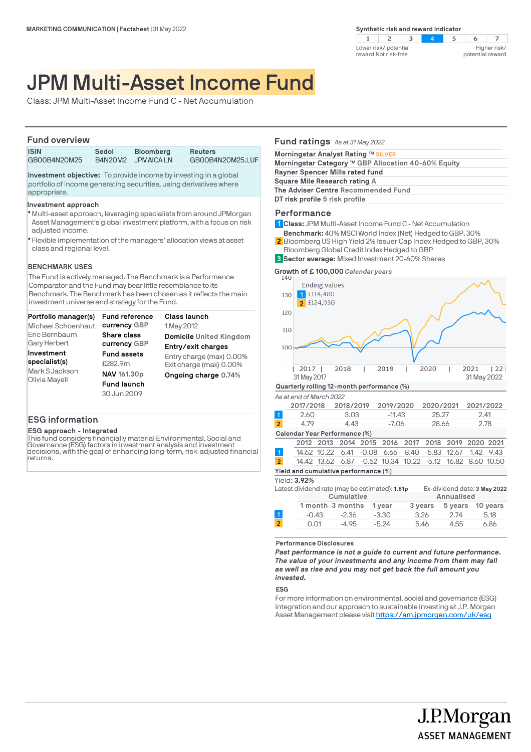MARKETING COMMUNICATION | Factsheet | 31 May 2022

**Synthetic risk and reward indicator**

| 1 | 2 | 3 | **4** | 5 | 6 | 7 |
|---|---|---|---|---|---|---|

Lower risk/ potential reward Not risk-free — Higher risk/ potential reward

# JPM Multi-Asset Income Fund

Class: JPM Multi-Asset Income Fund C - Net Accumulation

## Fund overview

| ISIN | Sedol | Bloomberg | Reuters |
|---|---|---|---|
| GB00B4N20M25 | B4N20M2 | JPMAICA LN | GB00B4N20M25.LUF |

**Investment objective:** To provide income by investing in a global portfolio of income generating securities, using derivatives where appropriate.

**Investment approach**

- Multi-asset approach, leveraging specialists from around JPMorgan Asset Management's global investment platform, with a focus on risk adjusted income.
- Flexible implementation of the managers' allocation views at asset class and regional level.

**BENCHMARK USES**

The Fund is actively managed. The Benchmark is a Performance Comparator and the Fund may bear little resemblance to its Benchmark. The Benchmark has been chosen as it reflects the main investment universe and strategy for the Fund.

**Portfolio manager(s)**
Michael Schoenhaut
Eric Bernbaum
Gary Herbert

**Investment specialist(s)**
Mark S Jackson
Olivia Mayell

**Fund reference currency** GBP

**Share class currency** GBP

**Fund assets**
£282.9m

**NAV** 161.30p

**Fund launch**
30 Jun 2009

**Class launch**
1 May 2012

**Domicile** United Kingdom

**Entry/exit charges**
Entry charge (max) 0.00%
Exit charge (max) 0.00%

**Ongoing charge** 0.74%

## ESG information

**ESG approach - Integrated**

This fund considers financially material Environmental, Social and Governance (ESG) factors in investment analysis and investment decisions, with the goal of enhancing long-term, risk-adjusted financial returns.

## Fund ratings *As at 31 May 2022*

**Morningstar Analyst Rating ™** SILVER
**Morningstar Category ™** GBP Allocation 40-60% Equity
**Rayner Spencer Mills rated fund**
**Square Mile Research rating** A
**The Adviser Centre** Recommended Fund
**DT risk profile** 5 risk profile

## Performance

1 **Class:** JPM Multi-Asset Income Fund C - Net Accumulation
**Benchmark:** 40% MSCI World Index (Net) Hedged to GBP, 30%
2 Bloomberg US High Yield 2% Issuer Cap Index Hedged to GBP, 30% Bloomberg Global Credit Index Hedged to GBP
3 **Sector average:** Mixed Investment 20-60% Shares

**Growth of £ 100,000** *Calendar years*

Ending values
1 £114,480
2 £124,930

31 May 2017 — 31 May 2022

**Quarterly rolling 12-month performance (%)**

*As at end of March 2022*

| | 2017/2018 | 2018/2019 | 2019/2020 | 2020/2021 | 2021/2022 |
|---|---|---|---|---|---|
| 1 | 2.60 | 3.03 | -11.43 | 25.27 | 2.41 |
| 2 | 4.79 | 4.43 | -7.06 | 28.66 | 2.78 |

**Calendar Year Performance (%)**

| | 2012 | 2013 | 2014 | 2015 | 2016 | 2017 | 2018 | 2019 | 2020 | 2021 |
|---|---|---|---|---|---|---|---|---|---|---|
| 1 | 14.62 | 10.22 | 6.41 | -0.08 | 6.66 | 8.40 | -5.83 | 12.67 | 1.42 | 9.43 |
| 2 | 14.42 | 13.62 | 6.87 | -0.52 | 10.34 | 10.22 | -5.12 | 16.82 | 8.60 | 10.50 |

**Yield and cumulative performance (%)**

Yield: **3.92%**

Latest dividend rate (may be estimated): **1.81p** Ex-dividend date: **3 May 2022**

| | Cumulative | | | Annualised | | |
|---|---|---|---|---|---|---|
| | 1 month | 3 months | 1 year | 3 years | 5 years | 10 years |
| 1 | -0.43 | -2.36 | -3.30 | 3.26 | 2.74 | 5.18 |
| 2 | 0.01 | -4.95 | -5.24 | 5.46 | 4.55 | 6.86 |

**Performance Disclosures**

***Past performance is not a guide to current and future performance. The value of your investments and any income from them may fall as well as rise and you may not get back the full amount you invested.***

**ESG**

For more information on environmental, social and governance (ESG) integration and our approach to sustainable investing at J.P. Morgan Asset Management please visit https://am.jpmorgan.com/uk/esg

J.P.Morgan ASSET MANAGEMENT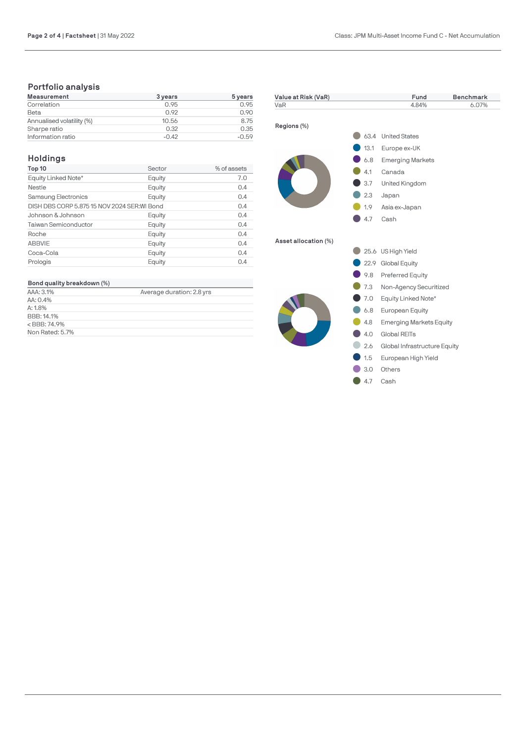## Portfolio analysis

| Measurement | 3 years | 5 years |
|---|---|---|
| Correlation | 0.95 | 0.95 |
| Beta | 0.92 | 0.90 |
| Annualised volatility (%) | 10.56 | 8.75 |
| Sharpe ratio | 0.32 | 0.35 |
| Information ratio | -0.42 | -0.59 |

## Holdings

| Top 10 | Sector | % of assets |
|---|---|---|
| Equity Linked Note* | Equity | 7.0 |
| Nestle | Equity | 0.4 |
| Samsung Electronics | Equity | 0.4 |
| DISH DBS CORP 5.875 15 NOV 2024 SER:WI | Bond | 0.4 |
| Johnson & Johnson | Equity | 0.4 |
| Taiwan Semiconductor | Equity | 0.4 |
| Roche | Equity | 0.4 |
| ABBVIE | Equity | 0.4 |
| Coca-Cola | Equity | 0.4 |
| Prologis | Equity | 0.4 |

| Bond quality breakdown (%) | |
|---|---|
| AAA: 3.1% | Average duration: 2.8 yrs |
| AA: 0.4% | |
| A: 1.8% | |
| BBB: 14.1% | |
| < BBB: 74.9% | |
| Non Rated: 5.7% | |

| Value at Risk (VaR) | Fund | Benchmark |
|---|---|---|
| VaR | 4.84% | 6.07% |

**Regions (%)**

| % | Region |
|---|---|
| 63.4 | United States |
| 13.1 | Europe ex-UK |
| 6.8 | Emerging Markets |
| 4.1 | Canada |
| 3.7 | United Kingdom |
| 2.3 | Japan |
| 1.9 | Asia ex-Japan |
| 4.7 | Cash |

**Asset allocation (%)**

| % | Asset |
|---|---|
| 25.6 | US High Yield |
| 22.9 | Global Equity |
| 9.8 | Preferred Equity |
| 7.3 | Non-Agency Securitized |
| 7.0 | Equity Linked Note* |
| 6.8 | European Equity |
| 4.8 | Emerging Markets Equity |
| 4.0 | Global REITs |
| 2.6 | Global Infrastructure Equity |
| 1.5 | European High Yield |
| 3.0 | Others |
| 4.7 | Cash |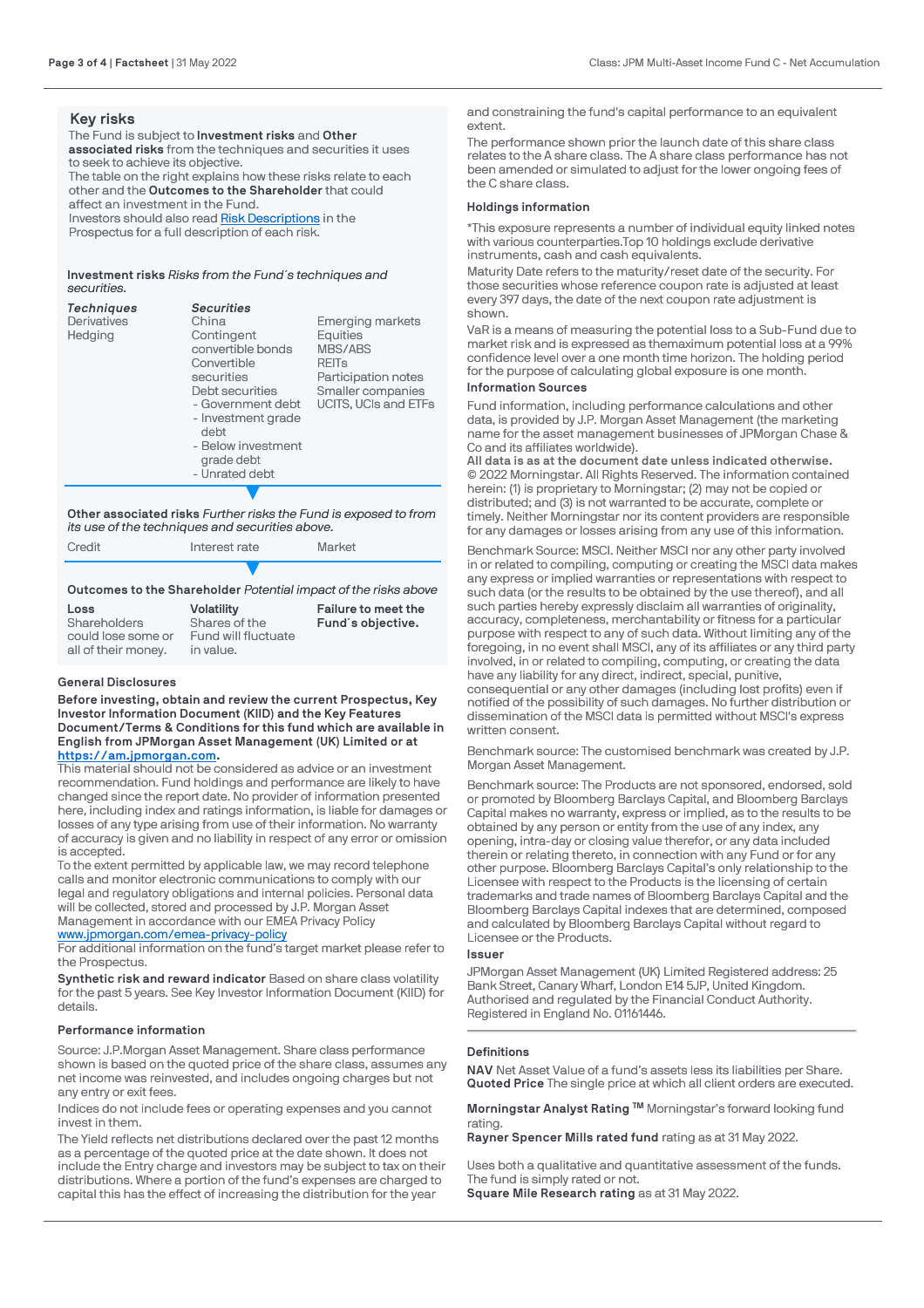## Key risks

The Fund is subject to **Investment risks** and **Other associated risks** from the techniques and securities it uses to seek to achieve its objective.

The table on the right explains how these risks relate to each other and the **Outcomes to the Shareholder** that could affect an investment in the Fund.

Investors should also read Risk Descriptions in the Prospectus for a full description of each risk.

**Investment risks** *Risks from the Fund´s techniques and securities.*

| *Techniques* | *Securities* | |
|---|---|---|
| Derivatives | China | Emerging markets |
| Hedging | Contingent convertible bonds | Equities |
| | Convertible securities | MBS/ABS |
| | Debt securities | REITs |
| | - Government debt | Participation notes |
| | - Investment grade debt | Smaller companies |
| | - Below investment grade debt | UCITS, UCIs and ETFs |
| | - Unrated debt | |

**Other associated risks** *Further risks the Fund is exposed to from its use of the techniques and securities above.*

| Credit | Interest rate | Market |
|---|---|---|

**Outcomes to the Shareholder** *Potential impact of the risks above*

| **Loss** | **Volatility** | **Failure to meet the Fund´s objective.** |
|---|---|---|
| Shareholders could lose some or all of their money. | Shares of the Fund will fluctuate in value. | |

### General Disclosures

**Before investing, obtain and review the current Prospectus, Key Investor Information Document (KIID) and the Key Features Document/Terms & Conditions for this fund which are available in English from JPMorgan Asset Management (UK) Limited or at https://am.jpmorgan.com.**

This material should not be considered as advice or an investment recommendation. Fund holdings and performance are likely to have changed since the report date. No provider of information presented here, including index and ratings information, is liable for damages or losses of any type arising from use of their information. No warranty of accuracy is given and no liability in respect of any error or omission is accepted.

To the extent permitted by applicable law, we may record telephone calls and monitor electronic communications to comply with our legal and regulatory obligations and internal policies. Personal data will be collected, stored and processed by J.P. Morgan Asset Management in accordance with our EMEA Privacy Policy www.jpmorgan.com/emea-privacy-policy

For additional information on the fund's target market please refer to the Prospectus.

**Synthetic risk and reward indicator** Based on share class volatility for the past 5 years. See Key Investor Information Document (KIID) for details.

### Performance information

Source: J.P.Morgan Asset Management. Share class performance shown is based on the quoted price of the share class, assumes any net income was reinvested, and includes ongoing charges but not any entry or exit fees.

Indices do not include fees or operating expenses and you cannot invest in them.

The Yield reflects net distributions declared over the past 12 months as a percentage of the quoted price at the date shown. It does not include the Entry charge and investors may be subject to tax on their distributions. Where a portion of the fund's expenses are charged to capital this has the effect of increasing the distribution for the year and constraining the fund's capital performance to an equivalent extent.

The performance shown prior the launch date of this share class relates to the A share class. The A share class performance has not been amended or simulated to adjust for the lower ongoing fees of the C share class.

### Holdings information

*This exposure represents a number of individual equity linked notes with various counterparties.Top 10 holdings exclude derivative instruments, cash and cash equivalents.

Maturity Date refers to the maturity/reset date of the security. For those securities whose reference coupon rate is adjusted at least every 397 days, the date of the next coupon rate adjustment is shown.

VaR is a means of measuring the potential loss to a Sub-Fund due to market risk and is expressed as themaximum potential loss at a 99% confidence level over a one month time horizon. The holding period for the purpose of calculating global exposure is one month.

### Information Sources

Fund information, including performance calculations and other data, is provided by J.P. Morgan Asset Management (the marketing name for the asset management businesses of JPMorgan Chase & Co and its affiliates worldwide).

**All data is as at the document date unless indicated otherwise.**

© 2022 Morningstar. All Rights Reserved. The information contained herein: (1) is proprietary to Morningstar; (2) may not be copied or distributed; and (3) is not warranted to be accurate, complete or timely. Neither Morningstar nor its content providers are responsible for any damages or losses arising from any use of this information.

Benchmark Source: MSCI. Neither MSCI nor any other party involved in or related to compiling, computing or creating the MSCI data makes any express or implied warranties or representations with respect to such data (or the results to be obtained by the use thereof), and all such parties hereby expressly disclaim all warranties of originality, accuracy, completeness, merchantability or fitness for a particular purpose with respect to any of such data. Without limiting any of the foregoing, in no event shall MSCI, any of its affiliates or any third party involved, in or related to compiling, computing, or creating the data have any liability for any direct, indirect, special, punitive, consequential or any other damages (including lost profits) even if notified of the possibility of such damages. No further distribution or dissemination of the MSCI data is permitted without MSCI's express written consent.

Benchmark source: The customised benchmark was created by J.P. Morgan Asset Management.

Benchmark source: The Products are not sponsored, endorsed, sold or promoted by Bloomberg Barclays Capital, and Bloomberg Barclays Capital makes no warranty, express or implied, as to the results to be obtained by any person or entity from the use of any index, any opening, intra-day or closing value therefor, or any data included therein or relating thereto, in connection with any Fund or for any other purpose. Bloomberg Barclays Capital's only relationship to the Licensee with respect to the Products is the licensing of certain trademarks and trade names of Bloomberg Barclays Capital and the Bloomberg Barclays Capital indexes that are determined, composed and calculated by Bloomberg Barclays Capital without regard to Licensee or the Products.

### Issuer

JPMorgan Asset Management (UK) Limited Registered address: 25 Bank Street, Canary Wharf, London E14 5JP, United Kingdom. Authorised and regulated by the Financial Conduct Authority. Registered in England No. 01161446.

### Definitions

**NAV** Net Asset Value of a fund's assets less its liabilities per Share.
**Quoted Price** The single price at which all client orders are executed.

**Morningstar Analyst Rating ™** Morningstar's forward looking fund rating.
**Rayner Spencer Mills rated fund** rating as at 31 May 2022.

Uses both a qualitative and quantitative assessment of the funds. The fund is simply rated or not.
**Square Mile Research rating** as at 31 May 2022.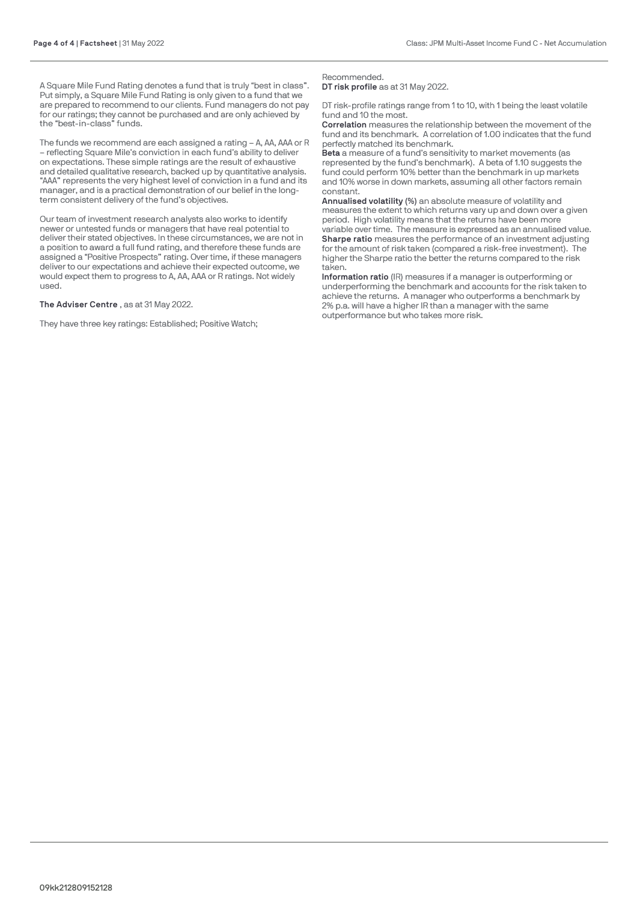A Square Mile Fund Rating denotes a fund that is truly "best in class". Put simply, a Square Mile Fund Rating is only given to a fund that we are prepared to recommend to our clients. Fund managers do not pay for our ratings; they cannot be purchased and are only achieved by the "best-in-class" funds.

The funds we recommend are each assigned a rating – A, AA, AAA or R – reflecting Square Mile's conviction in each fund's ability to deliver on expectations. These simple ratings are the result of exhaustive and detailed qualitative research, backed up by quantitative analysis. "AAA" represents the very highest level of conviction in a fund and its manager, and is a practical demonstration of our belief in the long-term consistent delivery of the fund's objectives.

Our team of investment research analysts also works to identify newer or untested funds or managers that have real potential to deliver their stated objectives. In these circumstances, we are not in a position to award a full fund rating, and therefore these funds are assigned a "Positive Prospects" rating. Over time, if these managers deliver to our expectations and achieve their expected outcome, we would expect them to progress to A, AA, AAA or R ratings. Not widely used.

**The Adviser Centre** , as at 31 May 2022.

They have three key ratings: Established; Positive Watch; Recommended.

**DT risk profile** as at 31 May 2022.

DT risk-profile ratings range from 1 to 10, with 1 being the least volatile fund and 10 the most.

**Correlation** measures the relationship between the movement of the fund and its benchmark. A correlation of 1.00 indicates that the fund perfectly matched its benchmark.

**Beta** a measure of a fund's sensitivity to market movements (as represented by the fund's benchmark). A beta of 1.10 suggests the fund could perform 10% better than the benchmark in up markets and 10% worse in down markets, assuming all other factors remain constant.

**Annualised volatility (%)** an absolute measure of volatility and measures the extent to which returns vary up and down over a given period. High volatility means that the returns have been more variable over time. The measure is expressed as an annualised value.

**Sharpe ratio** measures the performance of an investment adjusting for the amount of risk taken (compared a risk-free investment). The higher the Sharpe ratio the better the returns compared to the risk taken.

**Information ratio** (IR) measures if a manager is outperforming or underperforming the benchmark and accounts for the risk taken to achieve the returns. A manager who outperforms a benchmark by 2% p.a. will have a higher IR than a manager with the same outperformance but who takes more risk.

09kk212809152128